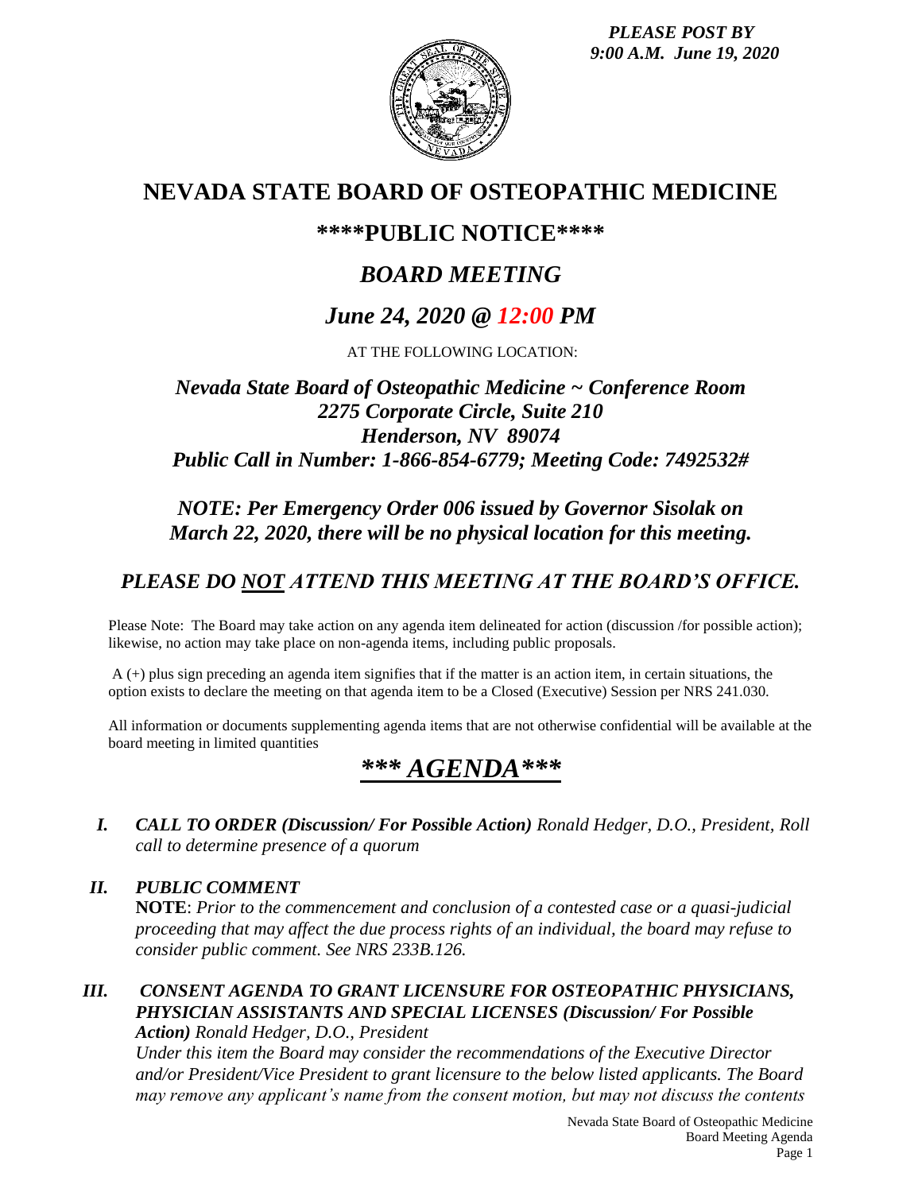*PLEASE POST BY 9:00 A.M. June 19, 2020*

# NEVADA STATE BOARD OF OSTEOPATHIC MEDICINE

## ****PUBLIC NOTICE****

## *BOARD MEETING*

## *June 24, 2020 @ 12:00 PM*

AT THE FOLLOWING LOCATION:

### *Nevada State Board of Osteopathic Medicine ~ Conference Room*
### *2275 Corporate Circle, Suite 210*
### *Henderson, NV 89074*
### *Public Call in Number: 1-866-854-6779; Meeting Code: 7492532#*

### *NOTE: Per Emergency Order 006 issued by Governor Sisolak on March 22, 2020, there will be no physical location for this meeting.*

### *PLEASE DO NOT ATTEND THIS MEETING AT THE BOARD'S OFFICE.*

Please Note: The Board may take action on any agenda item delineated for action (discussion /for possible action); likewise, no action may take place on non-agenda items, including public proposals.

A (+) plus sign preceding an agenda item signifies that if the matter is an action item, in certain situations, the option exists to declare the meeting on that agenda item to be a Closed (Executive) Session per NRS 241.030.

All information or documents supplementing agenda items that are not otherwise confidential will be available at the board meeting in limited quantities

## *** AGENDA***

*I.* ***CALL TO ORDER (Discussion/ For Possible Action)*** *Ronald Hedger, D.O., President, Roll call to determine presence of a quorum*

*II.* ***PUBLIC COMMENT***
**NOTE**: *Prior to the commencement and conclusion of a contested case or a quasi-judicial proceeding that may affect the due process rights of an individual, the board may refuse to consider public comment. See NRS 233B.126.*

*III.* ***CONSENT AGENDA TO GRANT LICENSURE FOR OSTEOPATHIC PHYSICIANS, PHYSICIAN ASSISTANTS AND SPECIAL LICENSES (Discussion/ For Possible Action)*** *Ronald Hedger, D.O., President*
*Under this item the Board may consider the recommendations of the Executive Director and/or President/Vice President to grant licensure to the below listed applicants. The Board may remove any applicant's name from the consent motion, but may not discuss the contents*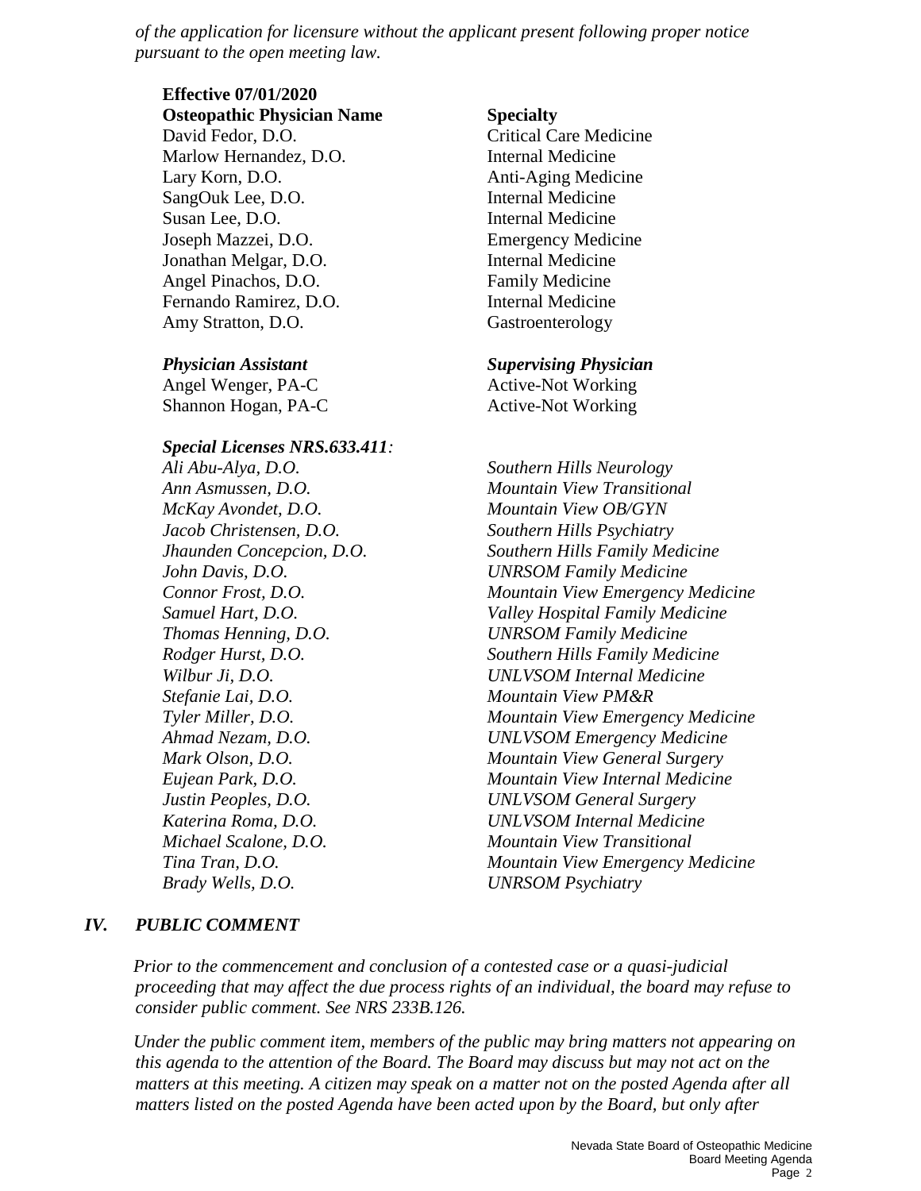*of the application for licensure without the applicant present following proper notice pursuant to the open meeting law.*

**Effective 07/01/2020**

| **Osteopathic Physician Name** | **Specialty** |
|---|---|
| David Fedor, D.O. | Critical Care Medicine |
| Marlow Hernandez, D.O. | Internal Medicine |
| Lary Korn, D.O. | Anti-Aging Medicine |
| SangOuk Lee, D.O. | Internal Medicine |
| Susan Lee, D.O. | Internal Medicine |
| Joseph Mazzei, D.O. | Emergency Medicine |
| Jonathan Melgar, D.O. | Internal Medicine |
| Angel Pinachos, D.O. | Family Medicine |
| Fernando Ramirez, D.O. | Internal Medicine |
| Amy Stratton, D.O. | Gastroenterology |

| ***Physician Assistant*** | ***Supervising Physician*** |
|---|---|
| Angel Wenger, PA-C | Active-Not Working |
| Shannon Hogan, PA-C | Active-Not Working |

***Special Licenses NRS.633.411:***

| | |
|---|---|
| *Ali Abu-Alya, D.O.* | *Southern Hills Neurology* |
| *Ann Asmussen, D.O.* | *Mountain View Transitional* |
| *McKay Avondet, D.O.* | *Mountain View OB/GYN* |
| *Jacob Christensen, D.O.* | *Southern Hills Psychiatry* |
| *Jhaunden Concepcion, D.O.* | *Southern Hills Family Medicine* |
| *John Davis, D.O.* | *UNRSOM Family Medicine* |
| *Connor Frost, D.O.* | *Mountain View Emergency Medicine* |
| *Samuel Hart, D.O.* | *Valley Hospital Family Medicine* |
| *Thomas Henning, D.O.* | *UNRSOM Family Medicine* |
| *Rodger Hurst, D.O.* | *Southern Hills Family Medicine* |
| *Wilbur Ji, D.O.* | *UNLVSOM Internal Medicine* |
| *Stefanie Lai, D.O.* | *Mountain View PM&R* |
| *Tyler Miller, D.O.* | *Mountain View Emergency Medicine* |
| *Ahmad Nezam, D.O.* | *UNLVSOM Emergency Medicine* |
| *Mark Olson, D.O.* | *Mountain View General Surgery* |
| *Eujean Park, D.O.* | *Mountain View Internal Medicine* |
| *Justin Peoples, D.O.* | *UNLVSOM General Surgery* |
| *Katerina Roma, D.O.* | *UNLVSOM Internal Medicine* |
| *Michael Scalone, D.O.* | *Mountain View Transitional* |
| *Tina Tran, D.O.* | *Mountain View Emergency Medicine* |
| *Brady Wells, D.O.* | *UNRSOM Psychiatry* |

## *IV. PUBLIC COMMENT*

*Prior to the commencement and conclusion of a contested case or a quasi-judicial proceeding that may affect the due process rights of an individual, the board may refuse to consider public comment. See NRS 233B.126.*

*Under the public comment item, members of the public may bring matters not appearing on this agenda to the attention of the Board. The Board may discuss but may not act on the matters at this meeting. A citizen may speak on a matter not on the posted Agenda after all matters listed on the posted Agenda have been acted upon by the Board, but only after*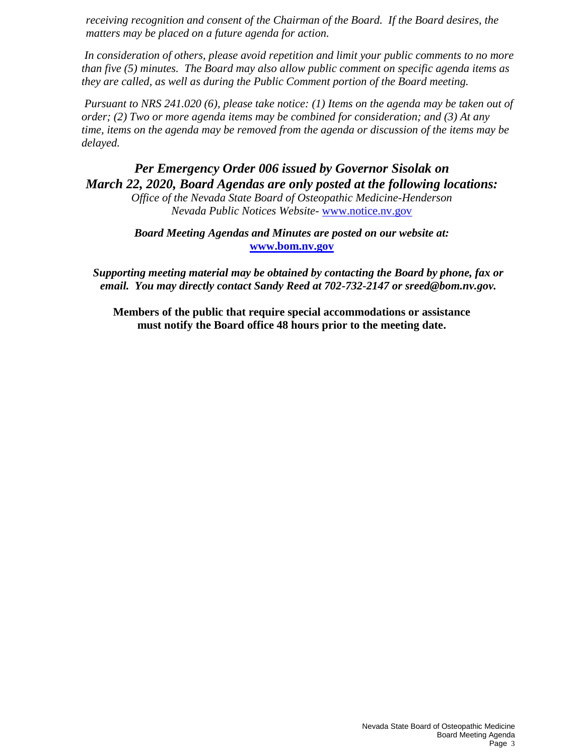*receiving recognition and consent of the Chairman of the Board. If the Board desires, the matters may be placed on a future agenda for action.*

*In consideration of others, please avoid repetition and limit your public comments to no more than five (5) minutes. The Board may also allow public comment on specific agenda items as they are called, as well as during the Public Comment portion of the Board meeting.*

*Pursuant to NRS 241.020 (6), please take notice: (1) Items on the agenda may be taken out of order; (2) Two or more agenda items may be combined for consideration; and (3) At any time, items on the agenda may be removed from the agenda or discussion of the items may be delayed.*

***Per Emergency Order 006 issued by Governor Sisolak on March 22, 2020, Board Agendas are only posted at the following locations:***

*Office of the Nevada State Board of Osteopathic Medicine-Henderson*
*Nevada Public Notices Website-* www.notice.nv.gov

***Board Meeting Agendas and Minutes are posted on our website at:***
**www.bom.nv.gov**

***Supporting meeting material may be obtained by contacting the Board by phone, fax or email. You may directly contact Sandy Reed at 702-732-2147 or sreed@bom.nv.gov.***

**Members of the public that require special accommodations or assistance must notify the Board office 48 hours prior to the meeting date.**